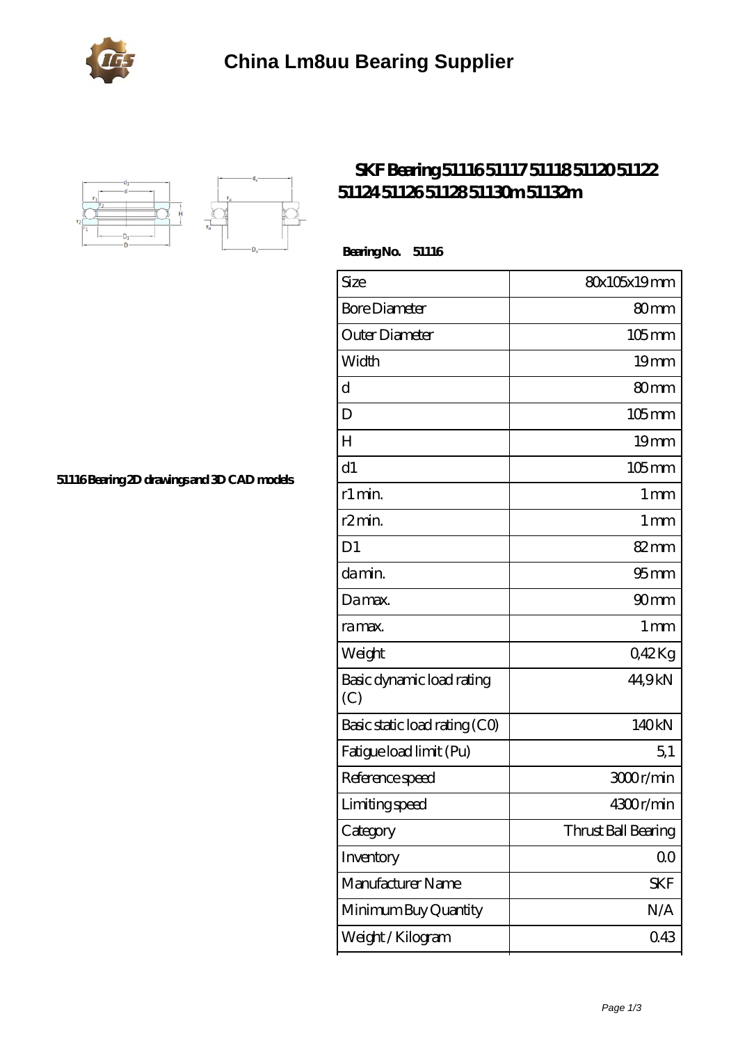# China Lm8uu Bearing Supplier

## SKF Bearing 51116 51117 51118 51120 51122 51124 51126 51128 51130m 51132m

51116 Bearing 2D drawings and 3D CAD models

**Bearing No. 51116**

| Size | 80x105x19 mm |
|---|---|
| Bore Diameter | 80 mm |
| Outer Diameter | 105 mm |
| Width | 19 mm |
| d | 80 mm |
| D | 105 mm |
| H | 19 mm |
| d1 | 105 mm |
| r1 min. | 1 mm |
| r2 min. | 1 mm |
| D1 | 82 mm |
| da min. | 95 mm |
| Da max. | 90 mm |
| ra max. | 1 mm |
| Weight | 0,42 Kg |
| Basic dynamic load rating (C) | 44,9 kN |
| Basic static load rating (C0) | 140 kN |
| Fatigue load limit (Pu) | 5,1 |
| Reference speed | 3000 r/min |
| Limiting speed | 4300 r/min |
| Category | Thrust Ball Bearing |
| Inventory | 0.0 |
| Manufacturer Name | SKF |
| Minimum Buy Quantity | N/A |
| Weight / Kilogram | 0.43 |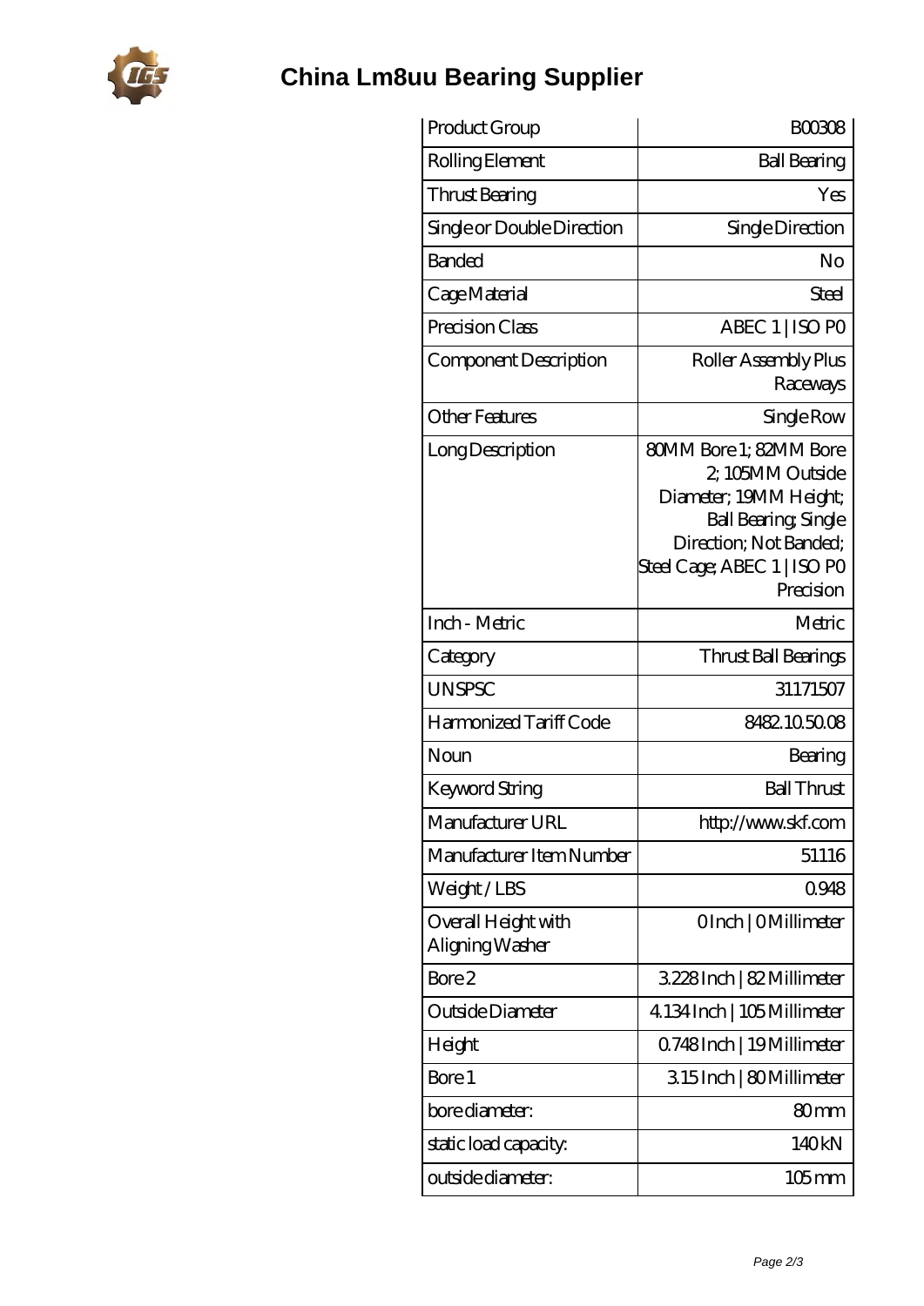# China Lm8uu Bearing Supplier

| Product Group | B00308 |
|---|---|
| Rolling Element | Ball Bearing |
| Thrust Bearing | Yes |
| Single or Double Direction | Single Direction |
| Banded | No |
| Cage Material | Steel |
| Precision Class | ABEC 1 \| ISO P0 |
| Component Description | Roller Assembly Plus Raceways |
| Other Features | Single Row |
| Long Description | 80MM Bore 1; 82MM Bore 2; 105MM Outside Diameter; 19MM Height; Ball Bearing; Single Direction; Not Banded; Steel Cage; ABEC 1 \| ISO P0 Precision |
| Inch - Metric | Metric |
| Category | Thrust Ball Bearings |
| UNSPSC | 31171507 |
| Harmonized Tariff Code | 8482.10.50.08 |
| Noun | Bearing |
| Keyword String | Ball Thrust |
| Manufacturer URL | http://www.skf.com |
| Manufacturer Item Number | 51116 |
| Weight / LBS | 0.948 |
| Overall Height with Aligning Washer | 0 Inch \| 0 Millimeter |
| Bore 2 | 3.228 Inch \| 82 Millimeter |
| Outside Diameter | 4.134 Inch \| 105 Millimeter |
| Height | 0.748 Inch \| 19 Millimeter |
| Bore 1 | 3.15 Inch \| 80 Millimeter |
| bore diameter: | 80 mm |
| static load capacity: | 140 kN |
| outside diameter: | 105 mm |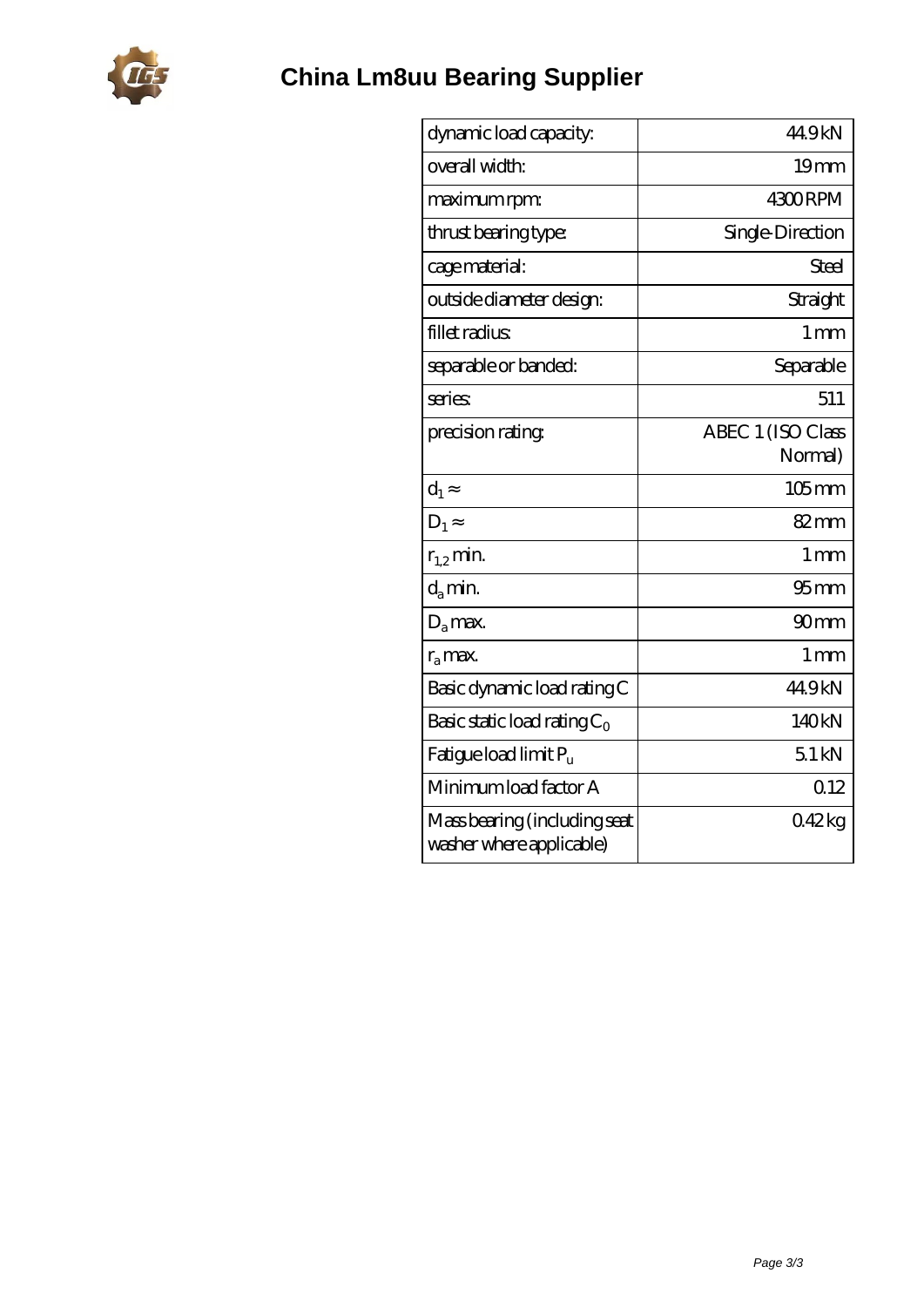# China Lm8uu Bearing Supplier

| | |
|---|---|
| dynamic load capacity: | 44.9 kN |
| overall width: | 19 mm |
| maximum rpm: | 4300 RPM |
| thrust bearing type: | Single-Direction |
| cage material: | Steel |
| outside diameter design: | Straight |
| fillet radius: | 1 mm |
| separable or banded: | Separable |
| series: | 511 |
| precision rating: | ABEC 1 (ISO Class Normal) |
| $d_1 \approx$ | 105 mm |
| $D_1 \approx$ | 82 mm |
| $r_{1,2}$ min. | 1 mm |
| $d_a$ min. | 95 mm |
| $D_a$ max. | 90 mm |
| $r_a$ max. | 1 mm |
| Basic dynamic load rating C | 44.9 kN |
| Basic static load rating $C_0$ | 140 kN |
| Fatigue load limit $P_u$ | 5.1 kN |
| Minimum load factor A | 0.12 |
| Mass bearing (including seat washer where applicable) | 0.42 kg |